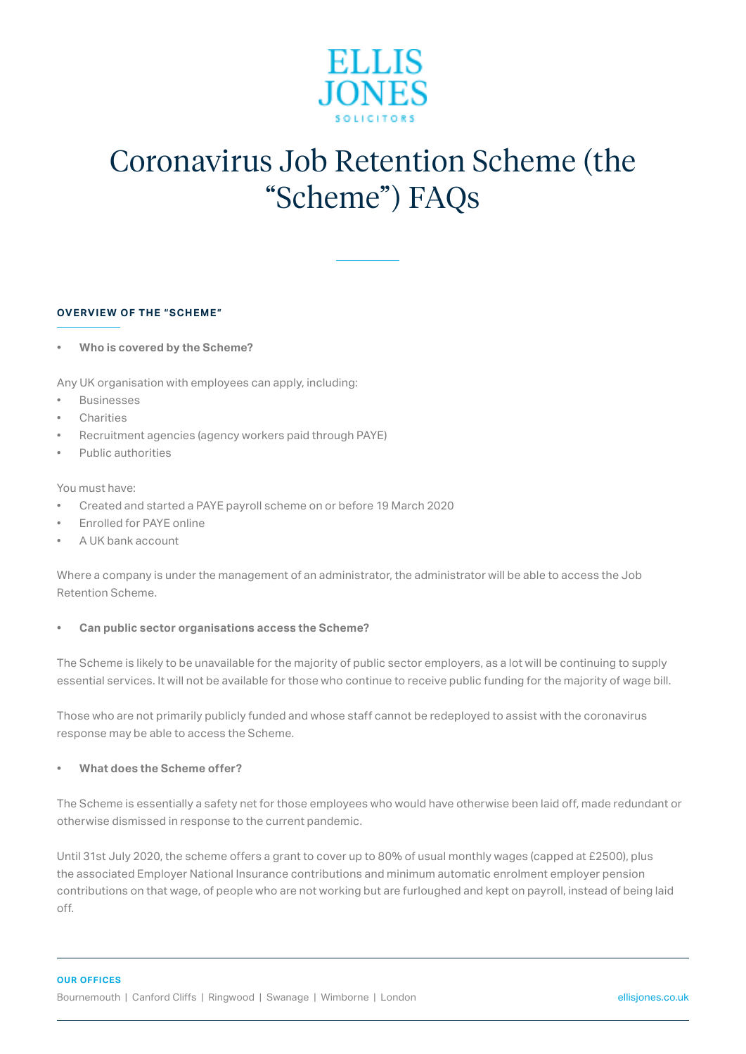ELLIS JONES SOLICITORS

# Coronavirus Job Retention Scheme (the "Scheme") FAQs

## OVERVIEW OF THE "SCHEME"

- **Who is covered by the Scheme?**

Any UK organisation with employees can apply, including:

- Businesses
- Charities
- Recruitment agencies (agency workers paid through PAYE)
- Public authorities

You must have:

- Created and started a PAYE payroll scheme on or before 19 March 2020
- Enrolled for PAYE online
- A UK bank account

Where a company is under the management of an administrator, the administrator will be able to access the Job Retention Scheme.

- **Can public sector organisations access the Scheme?**

The Scheme is likely to be unavailable for the majority of public sector employers, as a lot will be continuing to supply essential services. It will not be available for those who continue to receive public funding for the majority of wage bill.

Those who are not primarily publicly funded and whose staff cannot be redeployed to assist with the coronavirus response may be able to access the Scheme.

- **What does the Scheme offer?**

The Scheme is essentially a safety net for those employees who would have otherwise been laid off, made redundant or otherwise dismissed in response to the current pandemic.

Until 31st July 2020, the scheme offers a grant to cover up to 80% of usual monthly wages (capped at £2500), plus the associated Employer National Insurance contributions and minimum automatic enrolment employer pension contributions on that wage, of people who are not working but are furloughed and kept on payroll, instead of being laid off.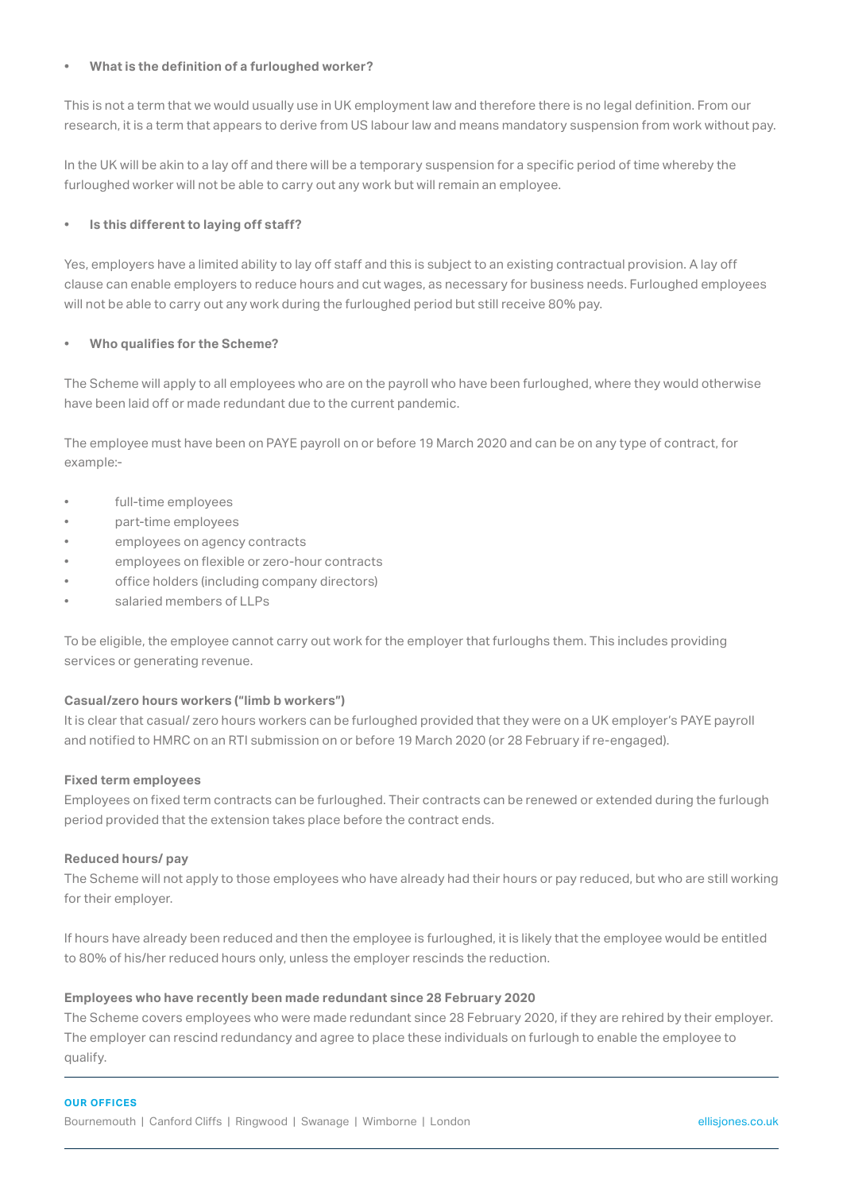- **What is the definition of a furloughed worker?**

This is not a term that we would usually use in UK employment law and therefore there is no legal definition. From our research, it is a term that appears to derive from US labour law and means mandatory suspension from work without pay.

In the UK will be akin to a lay off and there will be a temporary suspension for a specific period of time whereby the furloughed worker will not be able to carry out any work but will remain an employee.

- **Is this different to laying off staff?**

Yes, employers have a limited ability to lay off staff and this is subject to an existing contractual provision. A lay off clause can enable employers to reduce hours and cut wages, as necessary for business needs. Furloughed employees will not be able to carry out any work during the furloughed period but still receive 80% pay.

- **Who qualifies for the Scheme?**

The Scheme will apply to all employees who are on the payroll who have been furloughed, where they would otherwise have been laid off or made redundant due to the current pandemic.

The employee must have been on PAYE payroll on or before 19 March 2020 and can be on any type of contract, for example:-

- full-time employees
- part-time employees
- employees on agency contracts
- employees on flexible or zero-hour contracts
- office holders (including company directors)
- salaried members of LLPs

To be eligible, the employee cannot carry out work for the employer that furloughs them. This includes providing services or generating revenue.

**Casual/zero hours workers ("limb b workers")**

It is clear that casual/ zero hours workers can be furloughed provided that they were on a UK employer's PAYE payroll and notified to HMRC on an RTI submission on or before 19 March 2020 (or 28 February if re-engaged).

**Fixed term employees**

Employees on fixed term contracts can be furloughed. Their contracts can be renewed or extended during the furlough period provided that the extension takes place before the contract ends.

**Reduced hours/ pay**

The Scheme will not apply to those employees who have already had their hours or pay reduced, but who are still working for their employer.

If hours have already been reduced and then the employee is furloughed, it is likely that the employee would be entitled to 80% of his/her reduced hours only, unless the employer rescinds the reduction.

**Employees who have recently been made redundant since 28 February 2020**

The Scheme covers employees who were made redundant since 28 February 2020, if they are rehired by their employer. The employer can rescind redundancy and agree to place these individuals on furlough to enable the employee to qualify.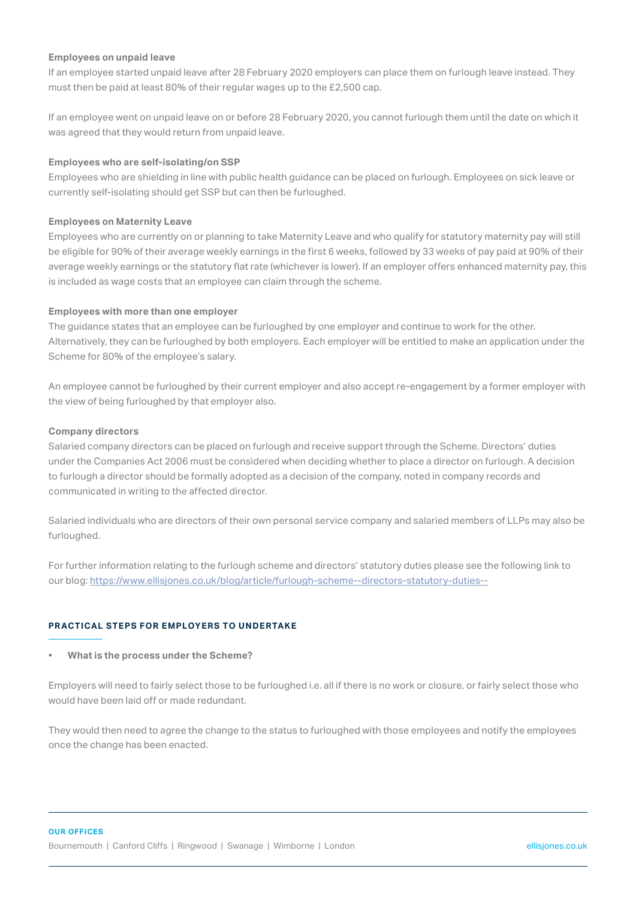**Employees on unpaid leave**

If an employee started unpaid leave after 28 February 2020 employers can place them on furlough leave instead. They must then be paid at least 80% of their regular wages up to the £2,500 cap.

If an employee went on unpaid leave on or before 28 February 2020, you cannot furlough them until the date on which it was agreed that they would return from unpaid leave.

**Employees who are self-isolating/on SSP**

Employees who are shielding in line with public health guidance can be placed on furlough. Employees on sick leave or currently self-isolating should get SSP but can then be furloughed.

**Employees on Maternity Leave**

Employees who are currently on or planning to take Maternity Leave and who qualify for statutory maternity pay will still be eligible for 90% of their average weekly earnings in the first 6 weeks, followed by 33 weeks of pay paid at 90% of their average weekly earnings or the statutory flat rate (whichever is lower). If an employer offers enhanced maternity pay, this is included as wage costs that an employee can claim through the scheme.

**Employees with more than one employer**

The guidance states that an employee can be furloughed by one employer and continue to work for the other. Alternatively, they can be furloughed by both employers. Each employer will be entitled to make an application under the Scheme for 80% of the employee's salary.

An employee cannot be furloughed by their current employer and also accept re-engagement by a former employer with the view of being furloughed by that employer also.

**Company directors**

Salaried company directors can be placed on furlough and receive support through the Scheme. Directors' duties under the Companies Act 2006 must be considered when deciding whether to place a director on furlough. A decision to furlough a director should be formally adopted as a decision of the company, noted in company records and communicated in writing to the affected director.

Salaried individuals who are directors of their own personal service company and salaried members of LLPs may also be furloughed.

For further information relating to the furlough scheme and directors' statutory duties please see the following link to our blog: https://www.ellisjones.co.uk/blog/article/furlough-scheme--directors-statutory-duties--

## PRACTICAL STEPS FOR EMPLOYERS TO UNDERTAKE

- **What is the process under the Scheme?**

Employers will need to fairly select those to be furloughed i.e. all if there is no work or closure, or fairly select those who would have been laid off or made redundant.

They would then need to agree the change to the status to furloughed with those employees and notify the employees once the change has been enacted.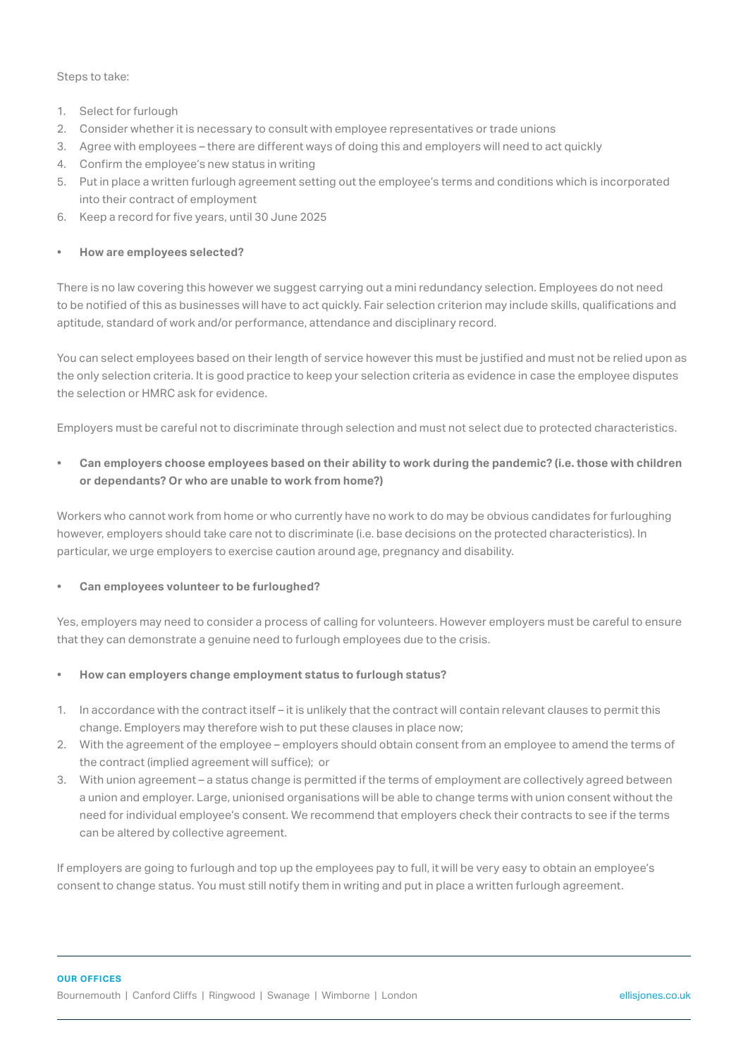Steps to take:

1. Select for furlough
2. Consider whether it is necessary to consult with employee representatives or trade unions
3. Agree with employees – there are different ways of doing this and employers will need to act quickly
4. Confirm the employee's new status in writing
5. Put in place a written furlough agreement setting out the employee's terms and conditions which is incorporated into their contract of employment
6. Keep a record for five years, until 30 June 2025

- **How are employees selected?**

There is no law covering this however we suggest carrying out a mini redundancy selection. Employees do not need to be notified of this as businesses will have to act quickly. Fair selection criterion may include skills, qualifications and aptitude, standard of work and/or performance, attendance and disciplinary record.

You can select employees based on their length of service however this must be justified and must not be relied upon as the only selection criteria. It is good practice to keep your selection criteria as evidence in case the employee disputes the selection or HMRC ask for evidence.

Employers must be careful not to discriminate through selection and must not select due to protected characteristics.

- **Can employers choose employees based on their ability to work during the pandemic? (i.e. those with children or dependants? Or who are unable to work from home?)**

Workers who cannot work from home or who currently have no work to do may be obvious candidates for furloughing however, employers should take care not to discriminate (i.e. base decisions on the protected characteristics). In particular, we urge employers to exercise caution around age, pregnancy and disability.

- **Can employees volunteer to be furloughed?**

Yes, employers may need to consider a process of calling for volunteers. However employers must be careful to ensure that they can demonstrate a genuine need to furlough employees due to the crisis.

- **How can employers change employment status to furlough status?**

1. In accordance with the contract itself – it is unlikely that the contract will contain relevant clauses to permit this change. Employers may therefore wish to put these clauses in place now;
2. With the agreement of the employee – employers should obtain consent from an employee to amend the terms of the contract (implied agreement will suffice); or
3. With union agreement – a status change is permitted if the terms of employment are collectively agreed between a union and employer. Large, unionised organisations will be able to change terms with union consent without the need for individual employee's consent. We recommend that employers check their contracts to see if the terms can be altered by collective agreement.

If employers are going to furlough and top up the employees pay to full, it will be very easy to obtain an employee's consent to change status. You must still notify them in writing and put in place a written furlough agreement.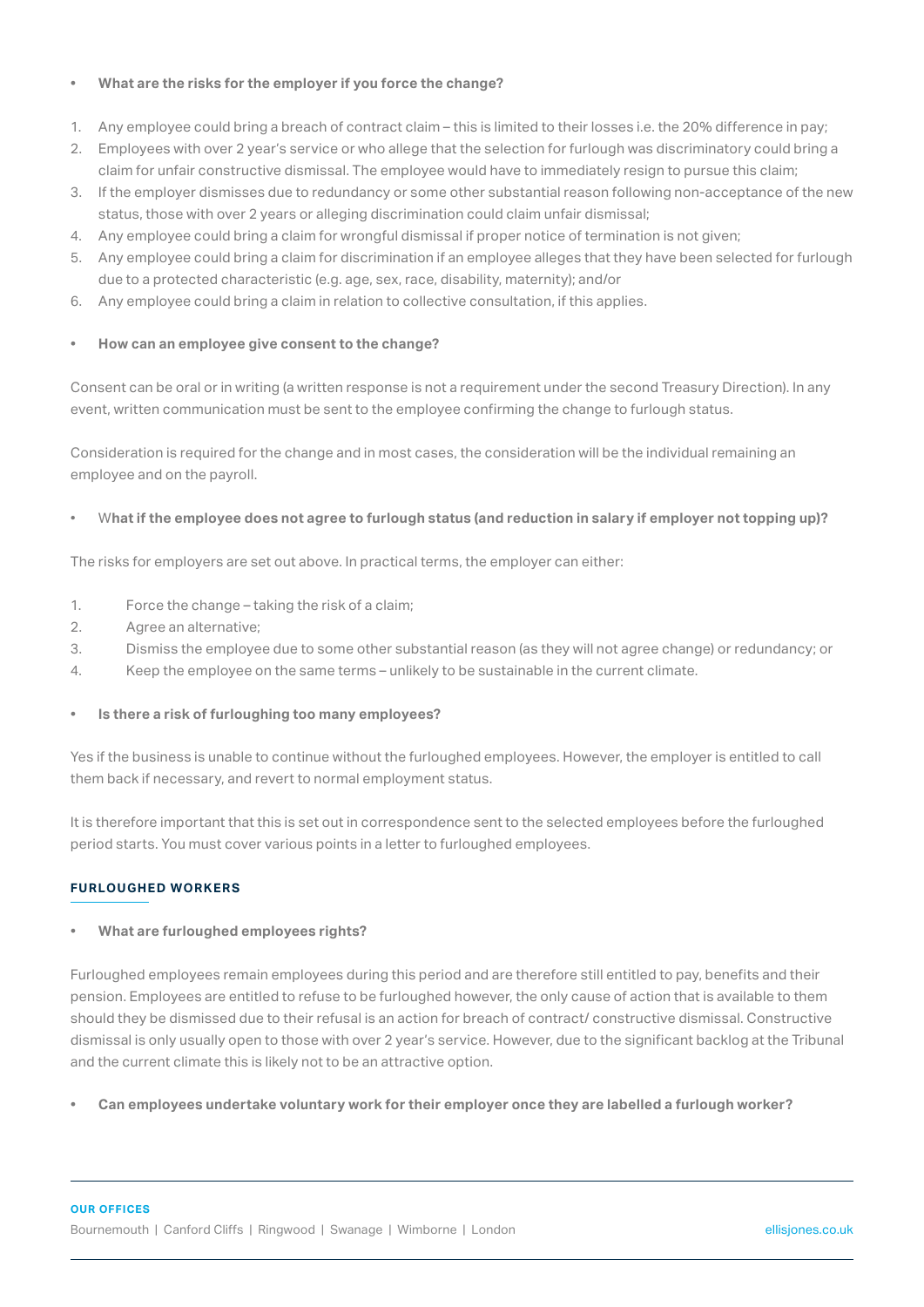- **What are the risks for the employer if you force the change?**

1. Any employee could bring a breach of contract claim – this is limited to their losses i.e. the 20% difference in pay;
2. Employees with over 2 year's service or who allege that the selection for furlough was discriminatory could bring a claim for unfair constructive dismissal. The employee would have to immediately resign to pursue this claim;
3. If the employer dismisses due to redundancy or some other substantial reason following non-acceptance of the new status, those with over 2 years or alleging discrimination could claim unfair dismissal;
4. Any employee could bring a claim for wrongful dismissal if proper notice of termination is not given;
5. Any employee could bring a claim for discrimination if an employee alleges that they have been selected for furlough due to a protected characteristic (e.g. age, sex, race, disability, maternity); and/or
6. Any employee could bring a claim in relation to collective consultation, if this applies.

- **How can an employee give consent to the change?**

Consent can be oral or in writing (a written response is not a requirement under the second Treasury Direction). In any event, written communication must be sent to the employee confirming the change to furlough status.

Consideration is required for the change and in most cases, the consideration will be the individual remaining an employee and on the payroll.

- **What if the employee does not agree to furlough status (and reduction in salary if employer not topping up)?**

The risks for employers are set out above. In practical terms, the employer can either:

1. Force the change – taking the risk of a claim;
2. Agree an alternative;
3. Dismiss the employee due to some other substantial reason (as they will not agree change) or redundancy; or
4. Keep the employee on the same terms – unlikely to be sustainable in the current climate.

- **Is there a risk of furloughing too many employees?**

Yes if the business is unable to continue without the furloughed employees. However, the employer is entitled to call them back if necessary, and revert to normal employment status.

It is therefore important that this is set out in correspondence sent to the selected employees before the furloughed period starts. You must cover various points in a letter to furloughed employees.

## FURLOUGHED WORKERS

- **What are furloughed employees rights?**

Furloughed employees remain employees during this period and are therefore still entitled to pay, benefits and their pension. Employees are entitled to refuse to be furloughed however, the only cause of action that is available to them should they be dismissed due to their refusal is an action for breach of contract/ constructive dismissal. Constructive dismissal is only usually open to those with over 2 year's service. However, due to the significant backlog at the Tribunal and the current climate this is likely not to be an attractive option.

- **Can employees undertake voluntary work for their employer once they are labelled a furlough worker?**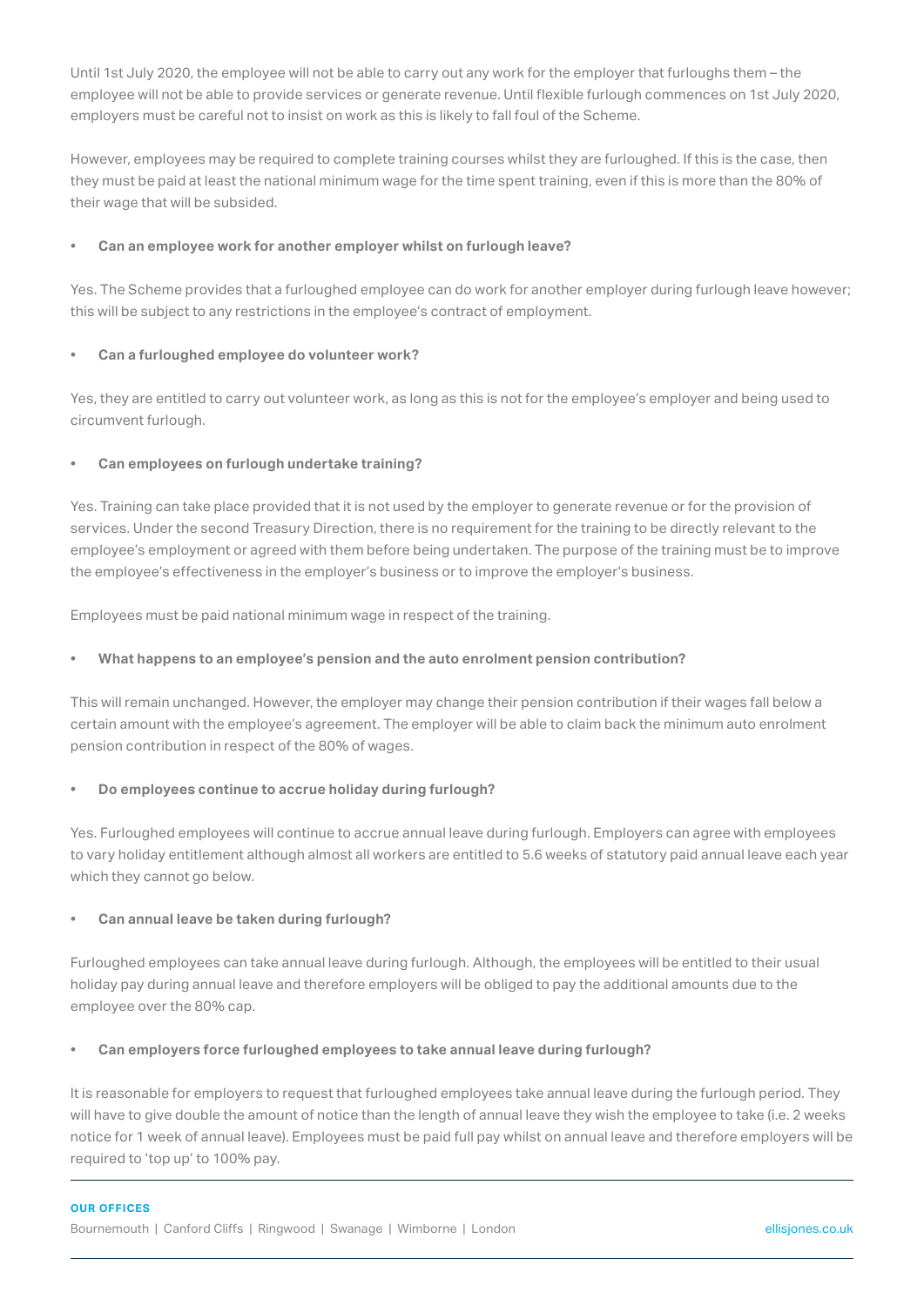Until 1st July 2020, the employee will not be able to carry out any work for the employer that furloughs them – the employee will not be able to provide services or generate revenue. Until flexible furlough commences on 1st July 2020, employers must be careful not to insist on work as this is likely to fall foul of the Scheme.

However, employees may be required to complete training courses whilst they are furloughed. If this is the case, then they must be paid at least the national minimum wage for the time spent training, even if this is more than the 80% of their wage that will be subsided.

- **Can an employee work for another employer whilst on furlough leave?**

Yes. The Scheme provides that a furloughed employee can do work for another employer during furlough leave however; this will be subject to any restrictions in the employee's contract of employment.

- **Can a furloughed employee do volunteer work?**

Yes, they are entitled to carry out volunteer work, as long as this is not for the employee's employer and being used to circumvent furlough.

- **Can employees on furlough undertake training?**

Yes. Training can take place provided that it is not used by the employer to generate revenue or for the provision of services. Under the second Treasury Direction, there is no requirement for the training to be directly relevant to the employee's employment or agreed with them before being undertaken. The purpose of the training must be to improve the employee's effectiveness in the employer's business or to improve the employer's business.

Employees must be paid national minimum wage in respect of the training.

- **What happens to an employee's pension and the auto enrolment pension contribution?**

This will remain unchanged. However, the employer may change their pension contribution if their wages fall below a certain amount with the employee's agreement. The employer will be able to claim back the minimum auto enrolment pension contribution in respect of the 80% of wages.

- **Do employees continue to accrue holiday during furlough?**

Yes. Furloughed employees will continue to accrue annual leave during furlough. Employers can agree with employees to vary holiday entitlement although almost all workers are entitled to 5.6 weeks of statutory paid annual leave each year which they cannot go below.

- **Can annual leave be taken during furlough?**

Furloughed employees can take annual leave during furlough. Although, the employees will be entitled to their usual holiday pay during annual leave and therefore employers will be obliged to pay the additional amounts due to the employee over the 80% cap.

- **Can employers force furloughed employees to take annual leave during furlough?**

It is reasonable for employers to request that furloughed employees take annual leave during the furlough period. They will have to give double the amount of notice than the length of annual leave they wish the employee to take (i.e. 2 weeks notice for 1 week of annual leave). Employees must be paid full pay whilst on annual leave and therefore employers will be required to 'top up' to 100% pay.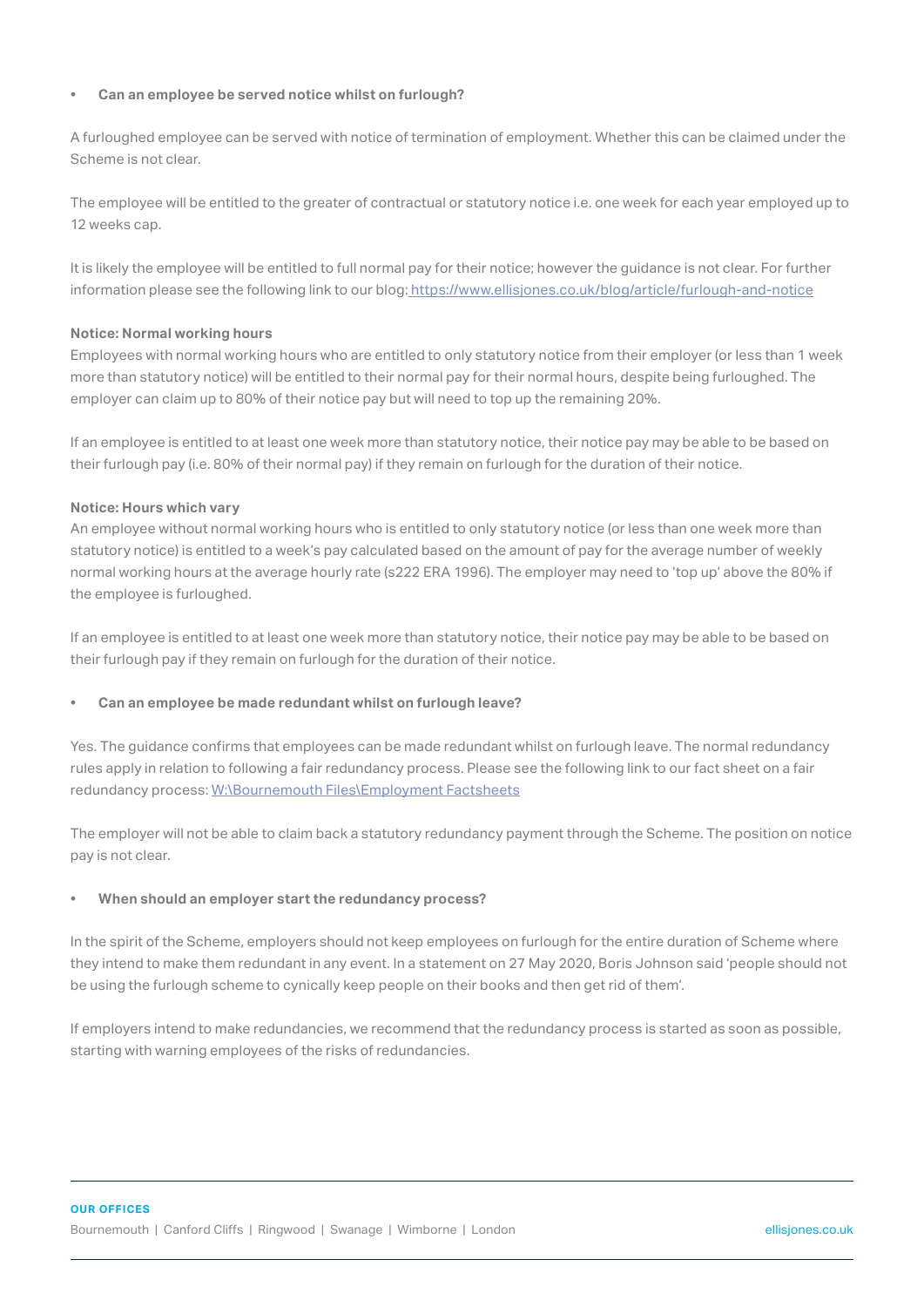- **Can an employee be served notice whilst on furlough?**

A furloughed employee can be served with notice of termination of employment. Whether this can be claimed under the Scheme is not clear.

The employee will be entitled to the greater of contractual or statutory notice i.e. one week for each year employed up to 12 weeks cap.

It is likely the employee will be entitled to full normal pay for their notice; however the guidance is not clear. For further information please see the following link to our blog: [https://www.ellisjones.co.uk/blog/article/furlough-and-notice](https://www.ellisjones.co.uk/blog/article/furlough-and-notice)

**Notice: Normal working hours**
Employees with normal working hours who are entitled to only statutory notice from their employer (or less than 1 week more than statutory notice) will be entitled to their normal pay for their normal hours, despite being furloughed. The employer can claim up to 80% of their notice pay but will need to top up the remaining 20%.

If an employee is entitled to at least one week more than statutory notice, their notice pay may be able to be based on their furlough pay (i.e. 80% of their normal pay) if they remain on furlough for the duration of their notice.

**Notice: Hours which vary**
An employee without normal working hours who is entitled to only statutory notice (or less than one week more than statutory notice) is entitled to a week's pay calculated based on the amount of pay for the average number of weekly normal working hours at the average hourly rate (s222 ERA 1996). The employer may need to 'top up' above the 80% if the employee is furloughed.

If an employee is entitled to at least one week more than statutory notice, their notice pay may be able to be based on their furlough pay if they remain on furlough for the duration of their notice.

- **Can an employee be made redundant whilst on furlough leave?**

Yes. The guidance confirms that employees can be made redundant whilst on furlough leave. The normal redundancy rules apply in relation to following a fair redundancy process. Please see the following link to our fact sheet on a fair redundancy process: W:\Bournemouth Files\Employment Factsheets

The employer will not be able to claim back a statutory redundancy payment through the Scheme. The position on notice pay is not clear.

- **When should an employer start the redundancy process?**

In the spirit of the Scheme, employers should not keep employees on furlough for the entire duration of Scheme where they intend to make them redundant in any event. In a statement on 27 May 2020, Boris Johnson said 'people should not be using the furlough scheme to cynically keep people on their books and then get rid of them'.

If employers intend to make redundancies, we recommend that the redundancy process is started as soon as possible, starting with warning employees of the risks of redundancies.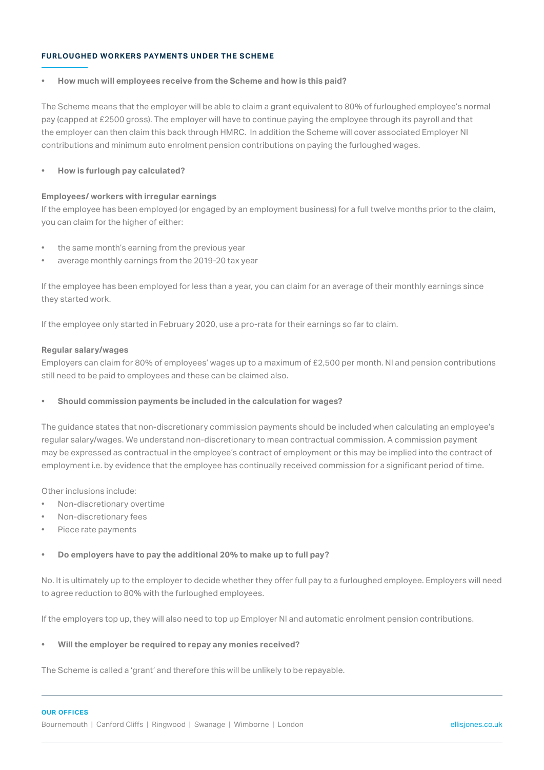## FURLOUGHED WORKERS PAYMENTS UNDER THE SCHEME

- **How much will employees receive from the Scheme and how is this paid?**

The Scheme means that the employer will be able to claim a grant equivalent to 80% of furloughed employee's normal pay (capped at £2500 gross). The employer will have to continue paying the employee through its payroll and that the employer can then claim this back through HMRC. In addition the Scheme will cover associated Employer NI contributions and minimum auto enrolment pension contributions on paying the furloughed wages.

- **How is furlough pay calculated?**

**Employees/ workers with irregular earnings**

If the employee has been employed (or engaged by an employment business) for a full twelve months prior to the claim, you can claim for the higher of either:

- the same month's earning from the previous year
- average monthly earnings from the 2019-20 tax year

If the employee has been employed for less than a year, you can claim for an average of their monthly earnings since they started work.

If the employee only started in February 2020, use a pro-rata for their earnings so far to claim.

**Regular salary/wages**

Employers can claim for 80% of employees' wages up to a maximum of £2,500 per month. NI and pension contributions still need to be paid to employees and these can be claimed also.

- **Should commission payments be included in the calculation for wages?**

The guidance states that non-discretionary commission payments should be included when calculating an employee's regular salary/wages. We understand non-discretionary to mean contractual commission. A commission payment may be expressed as contractual in the employee's contract of employment or this may be implied into the contract of employment i.e. by evidence that the employee has continually received commission for a significant period of time.

Other inclusions include:

- Non-discretionary overtime
- Non-discretionary fees
- Piece rate payments

- **Do employers have to pay the additional 20% to make up to full pay?**

No. It is ultimately up to the employer to decide whether they offer full pay to a furloughed employee. Employers will need to agree reduction to 80% with the furloughed employees.

If the employers top up, they will also need to top up Employer NI and automatic enrolment pension contributions.

- **Will the employer be required to repay any monies received?**

The Scheme is called a 'grant' and therefore this will be unlikely to be repayable.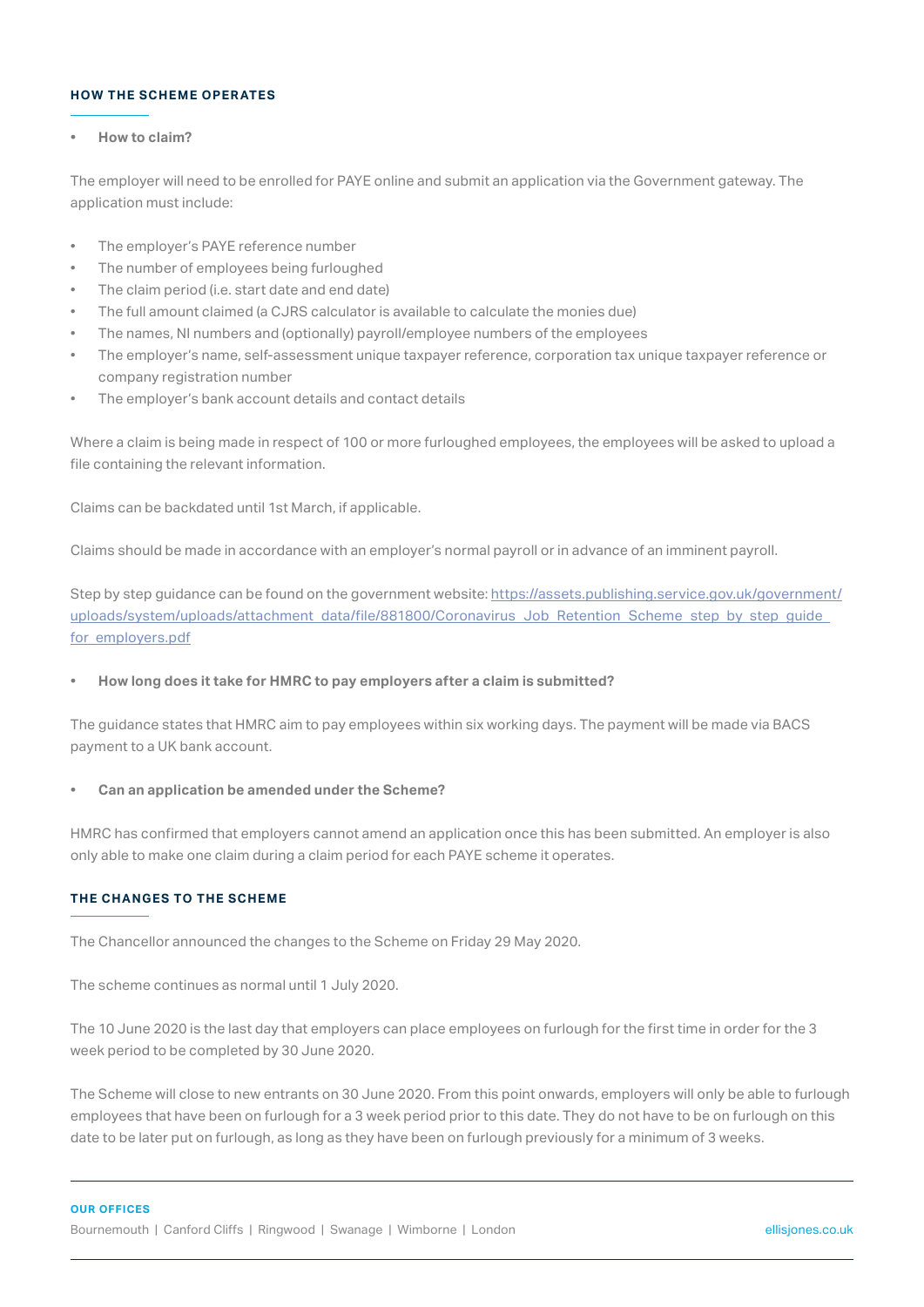## HOW THE SCHEME OPERATES

- **How to claim?**

The employer will need to be enrolled for PAYE online and submit an application via the Government gateway. The application must include:

- The employer's PAYE reference number
- The number of employees being furloughed
- The claim period (i.e. start date and end date)
- The full amount claimed (a CJRS calculator is available to calculate the monies due)
- The names, NI numbers and (optionally) payroll/employee numbers of the employees
- The employer's name, self-assessment unique taxpayer reference, corporation tax unique taxpayer reference or company registration number
- The employer's bank account details and contact details

Where a claim is being made in respect of 100 or more furloughed employees, the employees will be asked to upload a file containing the relevant information.

Claims can be backdated until 1st March, if applicable.

Claims should be made in accordance with an employer's normal payroll or in advance of an imminent payroll.

Step by step guidance can be found on the government website: https://assets.publishing.service.gov.uk/government/uploads/system/uploads/attachment_data/file/881800/Coronavirus_Job_Retention_Scheme_step_by_step_guide_for_employers.pdf

- **How long does it take for HMRC to pay employers after a claim is submitted?**

The guidance states that HMRC aim to pay employees within six working days. The payment will be made via BACS payment to a UK bank account.

- **Can an application be amended under the Scheme?**

HMRC has confirmed that employers cannot amend an application once this has been submitted. An employer is also only able to make one claim during a claim period for each PAYE scheme it operates.

## THE CHANGES TO THE SCHEME

The Chancellor announced the changes to the Scheme on Friday 29 May 2020.

The scheme continues as normal until 1 July 2020.

The 10 June 2020 is the last day that employers can place employees on furlough for the first time in order for the 3 week period to be completed by 30 June 2020.

The Scheme will close to new entrants on 30 June 2020. From this point onwards, employers will only be able to furlough employees that have been on furlough for a 3 week period prior to this date. They do not have to be on furlough on this date to be later put on furlough, as long as they have been on furlough previously for a minimum of 3 weeks.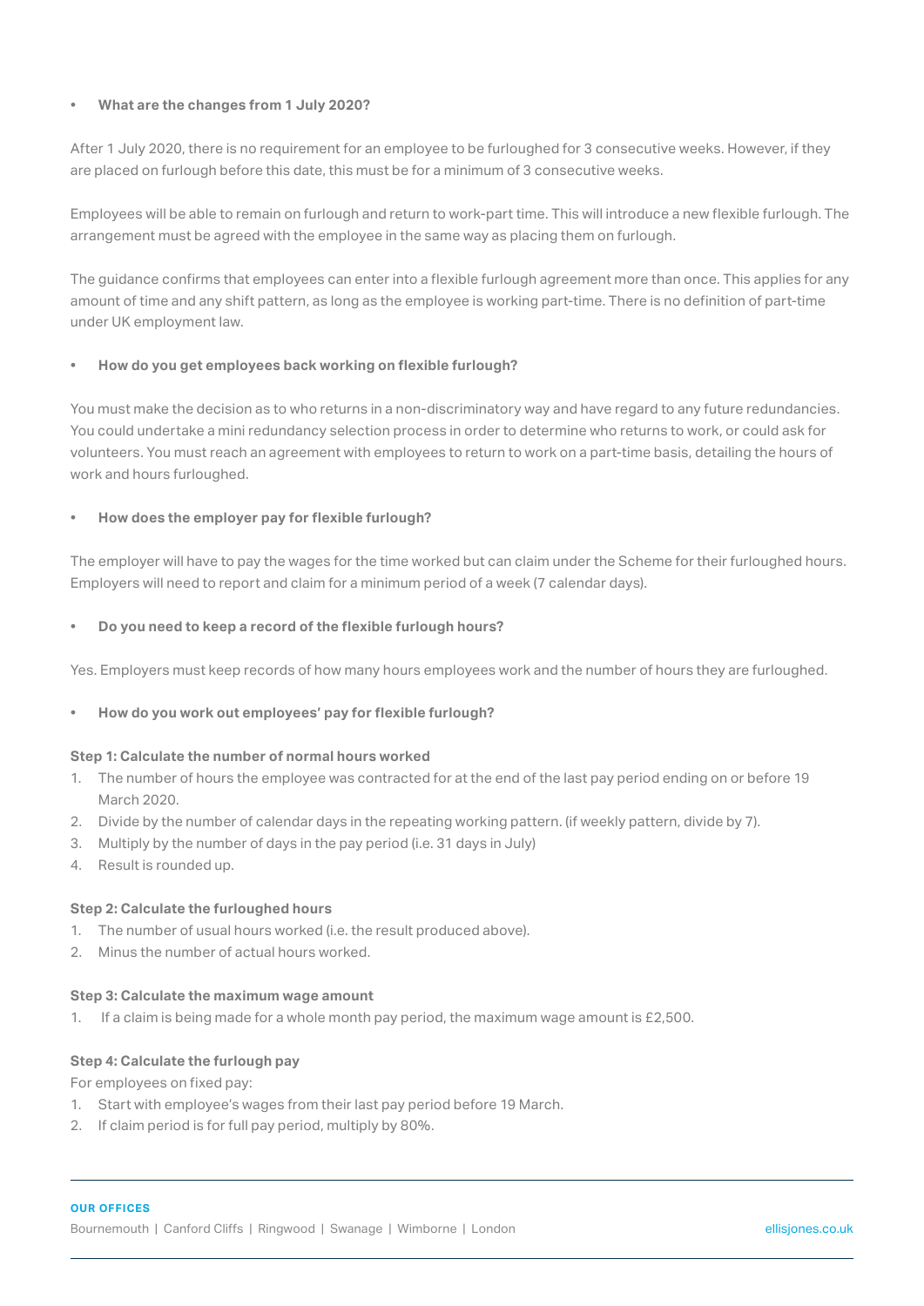- **What are the changes from 1 July 2020?**

After 1 July 2020, there is no requirement for an employee to be furloughed for 3 consecutive weeks. However, if they are placed on furlough before this date, this must be for a minimum of 3 consecutive weeks.

Employees will be able to remain on furlough and return to work-part time. This will introduce a new flexible furlough. The arrangement must be agreed with the employee in the same way as placing them on furlough.

The guidance confirms that employees can enter into a flexible furlough agreement more than once. This applies for any amount of time and any shift pattern, as long as the employee is working part-time. There is no definition of part-time under UK employment law.

- **How do you get employees back working on flexible furlough?**

You must make the decision as to who returns in a non-discriminatory way and have regard to any future redundancies. You could undertake a mini redundancy selection process in order to determine who returns to work, or could ask for volunteers. You must reach an agreement with employees to return to work on a part-time basis, detailing the hours of work and hours furloughed.

- **How does the employer pay for flexible furlough?**

The employer will have to pay the wages for the time worked but can claim under the Scheme for their furloughed hours. Employers will need to report and claim for a minimum period of a week (7 calendar days).

- **Do you need to keep a record of the flexible furlough hours?**

Yes. Employers must keep records of how many hours employees work and the number of hours they are furloughed.

- **How do you work out employees' pay for flexible furlough?**

**Step 1: Calculate the number of normal hours worked**

1. The number of hours the employee was contracted for at the end of the last pay period ending on or before 19 March 2020.
2. Divide by the number of calendar days in the repeating working pattern. (if weekly pattern, divide by 7).
3. Multiply by the number of days in the pay period (i.e. 31 days in July)
4. Result is rounded up.

**Step 2: Calculate the furloughed hours**

1. The number of usual hours worked (i.e. the result produced above).
2. Minus the number of actual hours worked.

**Step 3: Calculate the maximum wage amount**

1. If a claim is being made for a whole month pay period, the maximum wage amount is £2,500.

**Step 4: Calculate the furlough pay**

For employees on fixed pay:

1. Start with employee's wages from their last pay period before 19 March.
2. If claim period is for full pay period, multiply by 80%.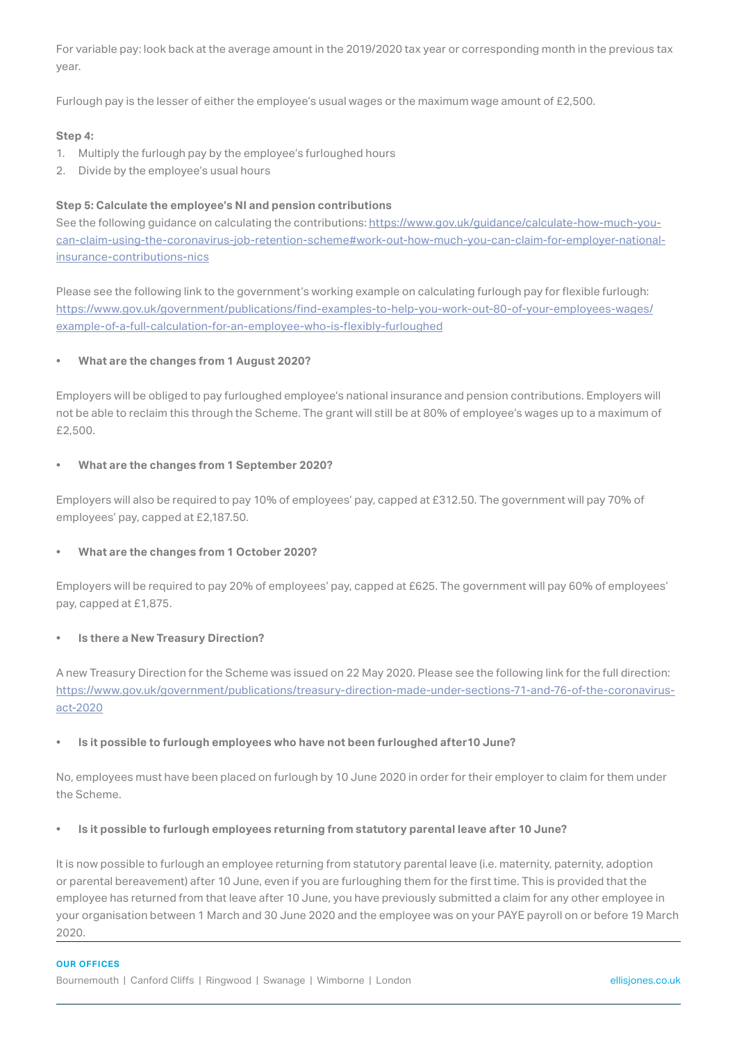For variable pay: look back at the average amount in the 2019/2020 tax year or corresponding month in the previous tax year.

Furlough pay is the lesser of either the employee's usual wages or the maximum wage amount of £2,500.

**Step 4:**

1. Multiply the furlough pay by the employee's furloughed hours
2. Divide by the employee's usual hours

**Step 5: Calculate the employee's NI and pension contributions**

See the following guidance on calculating the contributions: [https://www.gov.uk/guidance/calculate-how-much-you-can-claim-using-the-coronavirus-job-retention-scheme#work-out-how-much-you-can-claim-for-employer-national-insurance-contributions-nics](https://www.gov.uk/guidance/calculate-how-much-you-can-claim-using-the-coronavirus-job-retention-scheme#work-out-how-much-you-can-claim-for-employer-national-insurance-contributions-nics)

Please see the following link to the government's working example on calculating furlough pay for flexible furlough: [https://www.gov.uk/government/publications/find-examples-to-help-you-work-out-80-of-your-employees-wages/example-of-a-full-calculation-for-an-employee-who-is-flexibly-furloughed](https://www.gov.uk/government/publications/find-examples-to-help-you-work-out-80-of-your-employees-wages/example-of-a-full-calculation-for-an-employee-who-is-flexibly-furloughed)

- **What are the changes from 1 August 2020?**

Employers will be obliged to pay furloughed employee's national insurance and pension contributions. Employers will not be able to reclaim this through the Scheme. The grant will still be at 80% of employee's wages up to a maximum of £2,500.

- **What are the changes from 1 September 2020?**

Employers will also be required to pay 10% of employees' pay, capped at £312.50. The government will pay 70% of employees' pay, capped at £2,187.50.

- **What are the changes from 1 October 2020?**

Employers will be required to pay 20% of employees' pay, capped at £625. The government will pay 60% of employees' pay, capped at £1,875.

- **Is there a New Treasury Direction?**

A new Treasury Direction for the Scheme was issued on 22 May 2020. Please see the following link for the full direction: [https://www.gov.uk/government/publications/treasury-direction-made-under-sections-71-and-76-of-the-coronavirus-act-2020](https://www.gov.uk/government/publications/treasury-direction-made-under-sections-71-and-76-of-the-coronavirus-act-2020)

- **Is it possible to furlough employees who have not been furloughed after10 June?**

No, employees must have been placed on furlough by 10 June 2020 in order for their employer to claim for them under the Scheme.

- **Is it possible to furlough employees returning from statutory parental leave after 10 June?**

It is now possible to furlough an employee returning from statutory parental leave (i.e. maternity, paternity, adoption or parental bereavement) after 10 June, even if you are furloughing them for the first time. This is provided that the employee has returned from that leave after 10 June, you have previously submitted a claim for any other employee in your organisation between 1 March and 30 June 2020 and the employee was on your PAYE payroll on or before 19 March 2020.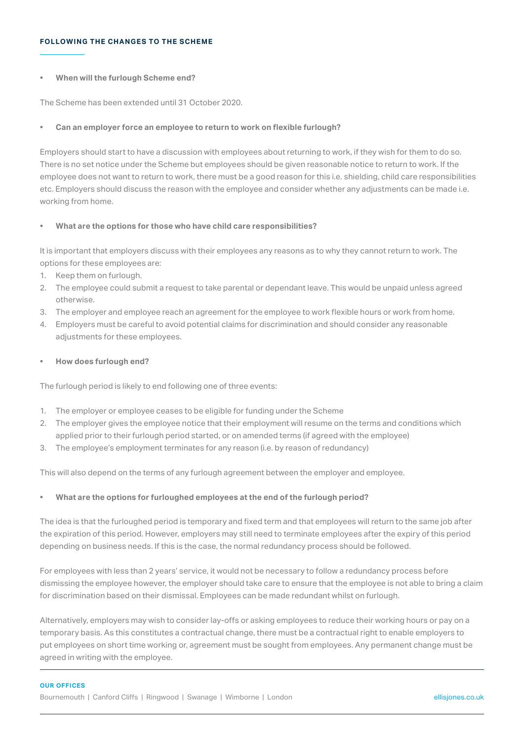## FOLLOWING THE CHANGES TO THE SCHEME

- **When will the furlough Scheme end?**

The Scheme has been extended until 31 October 2020.

- **Can an employer force an employee to return to work on flexible furlough?**

Employers should start to have a discussion with employees about returning to work, if they wish for them to do so. There is no set notice under the Scheme but employees should be given reasonable notice to return to work. If the employee does not want to return to work, there must be a good reason for this i.e. shielding, child care responsibilities etc. Employers should discuss the reason with the employee and consider whether any adjustments can be made i.e. working from home.

- **What are the options for those who have child care responsibilities?**

It is important that employers discuss with their employees any reasons as to why they cannot return to work. The options for these employees are:

1. Keep them on furlough.
2. The employee could submit a request to take parental or dependant leave. This would be unpaid unless agreed otherwise.
3. The employer and employee reach an agreement for the employee to work flexible hours or work from home.
4. Employers must be careful to avoid potential claims for discrimination and should consider any reasonable adjustments for these employees.

- **How does furlough end?**

The furlough period is likely to end following one of three events:

1. The employer or employee ceases to be eligible for funding under the Scheme
2. The employer gives the employee notice that their employment will resume on the terms and conditions which applied prior to their furlough period started, or on amended terms (if agreed with the employee)
3. The employee's employment terminates for any reason (i.e. by reason of redundancy)

This will also depend on the terms of any furlough agreement between the employer and employee.

- **What are the options for furloughed employees at the end of the furlough period?**

The idea is that the furloughed period is temporary and fixed term and that employees will return to the same job after the expiration of this period. However, employers may still need to terminate employees after the expiry of this period depending on business needs. If this is the case, the normal redundancy process should be followed.

For employees with less than 2 years' service, it would not be necessary to follow a redundancy process before dismissing the employee however, the employer should take care to ensure that the employee is not able to bring a claim for discrimination based on their dismissal. Employees can be made redundant whilst on furlough.

Alternatively, employers may wish to consider lay-offs or asking employees to reduce their working hours or pay on a temporary basis. As this constitutes a contractual change, there must be a contractual right to enable employers to put employees on short time working or, agreement must be sought from employees. Any permanent change must be agreed in writing with the employee.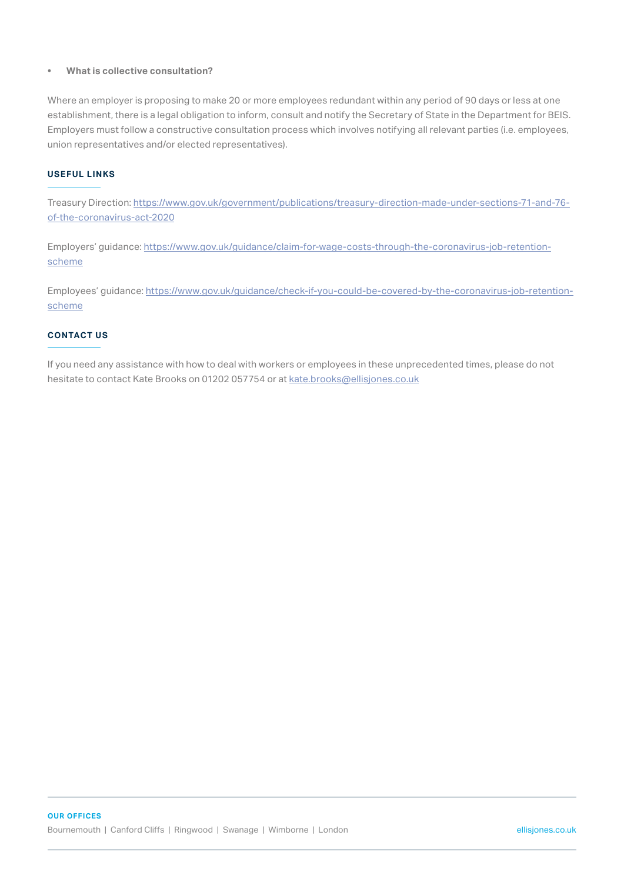- **What is collective consultation?**

Where an employer is proposing to make 20 or more employees redundant within any period of 90 days or less at one establishment, there is a legal obligation to inform, consult and notify the Secretary of State in the Department for BEIS. Employers must follow a constructive consultation process which involves notifying all relevant parties (i.e. employees, union representatives and/or elected representatives).

## USEFUL LINKS

Treasury Direction: https://www.gov.uk/government/publications/treasury-direction-made-under-sections-71-and-76-of-the-coronavirus-act-2020

Employers' guidance: https://www.gov.uk/guidance/claim-for-wage-costs-through-the-coronavirus-job-retention-scheme

Employees' guidance: https://www.gov.uk/guidance/check-if-you-could-be-covered-by-the-coronavirus-job-retention-scheme

## CONTACT US

If you need any assistance with how to deal with workers or employees in these unprecedented times, please do not hesitate to contact Kate Brooks on 01202 057754 or at kate.brooks@ellisjones.co.uk